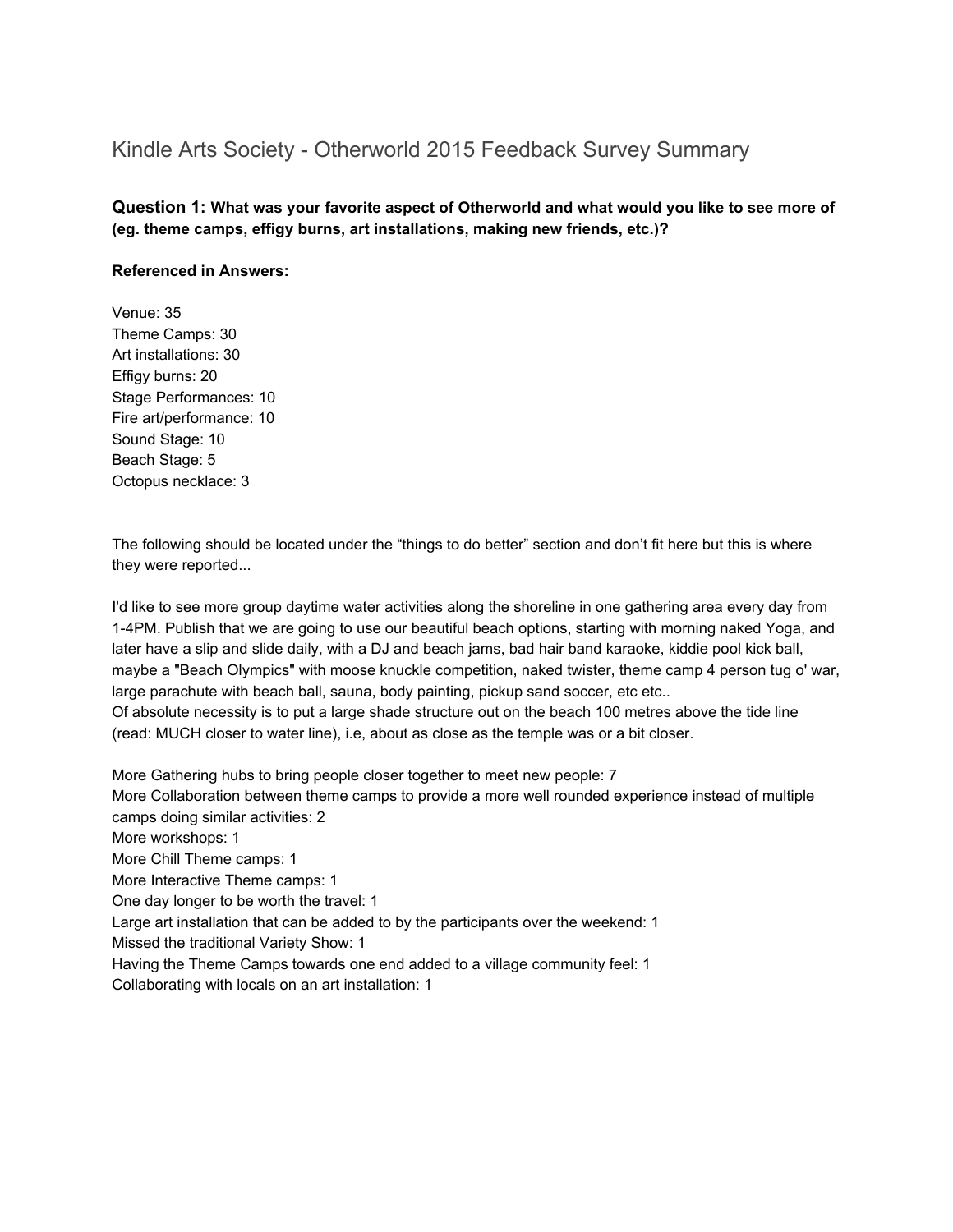# Kindle Arts Society - Otherworld 2015 Feedback Survey Summary

**Question 1: What was your favorite aspect of Otherworld and what would you like to see more of (eg. theme camps, effigy burns, art installations, making new friends, etc.)?**

**Referenced in Answers:**

Venue: 35
Theme Camps: 30
Art installations: 30
Effigy burns: 20
Stage Performances: 10
Fire art/performance: 10
Sound Stage: 10
Beach Stage: 5
Octopus necklace: 3

The following should be located under the "things to do better" section and don't fit here but this is where they were reported...

I'd like to see more group daytime water activities along the shoreline in one gathering area every day from 1-4PM. Publish that we are going to use our beautiful beach options, starting with morning naked Yoga, and later have a slip and slide daily, with a DJ and beach jams, bad hair band karaoke, kiddie pool kick ball, maybe a "Beach Olympics" with moose knuckle competition, naked twister, theme camp 4 person tug o' war, large parachute with beach ball, sauna, body painting, pickup sand soccer, etc etc..
Of absolute necessity is to put a large shade structure out on the beach 100 metres above the tide line (read: MUCH closer to water line), i.e, about as close as the temple was or a bit closer.

More Gathering hubs to bring people closer together to meet new people: 7
More Collaboration between theme camps to provide a more well rounded experience instead of multiple camps doing similar activities: 2
More workshops: 1
More Chill Theme camps: 1
More Interactive Theme camps: 1
One day longer to be worth the travel: 1
Large art installation that can be added to by the participants over the weekend: 1
Missed the traditional Variety Show: 1
Having the Theme Camps towards one end added to a village community feel: 1
Collaborating with locals on an art installation: 1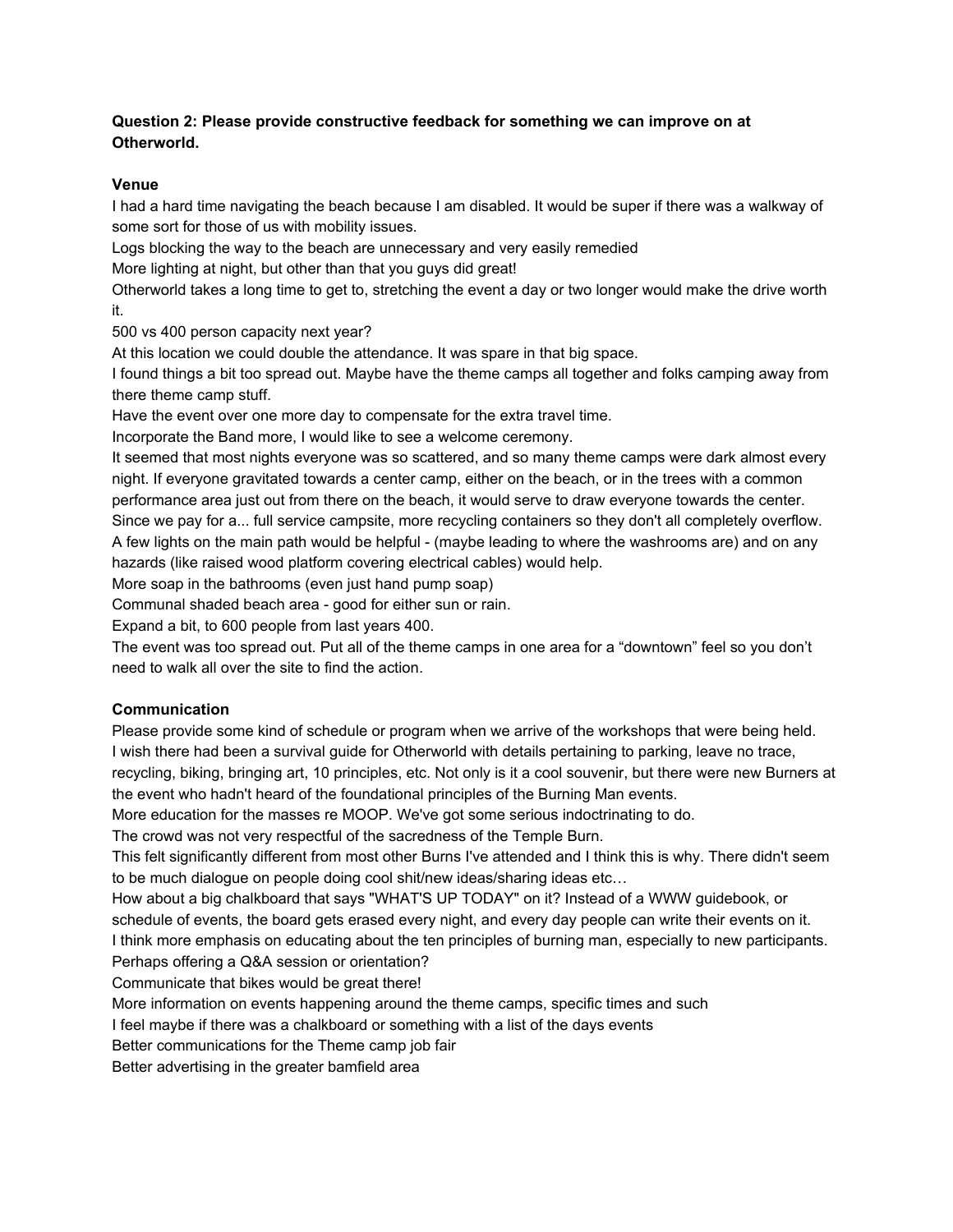**Question 2: Please provide constructive feedback for something we can improve on at Otherworld.**

**Venue**

I had a hard time navigating the beach because I am disabled. It would be super if there was a walkway of some sort for those of us with mobility issues.

Logs blocking the way to the beach are unnecessary and very easily remedied

More lighting at night, but other than that you guys did great!

Otherworld takes a long time to get to, stretching the event a day or two longer would make the drive worth it.

500 vs 400 person capacity next year?

At this location we could double the attendance. It was spare in that big space.

I found things a bit too spread out. Maybe have the theme camps all together and folks camping away from there theme camp stuff.

Have the event over one more day to compensate for the extra travel time.

Incorporate the Band more, I would like to see a welcome ceremony.

It seemed that most nights everyone was so scattered, and so many theme camps were dark almost every night. If everyone gravitated towards a center camp, either on the beach, or in the trees with a common performance area just out from there on the beach, it would serve to draw everyone towards the center.

Since we pay for a... full service campsite, more recycling containers so they don't all completely overflow.

A few lights on the main path would be helpful - (maybe leading to where the washrooms are) and on any hazards (like raised wood platform covering electrical cables) would help.

More soap in the bathrooms (even just hand pump soap)

Communal shaded beach area - good for either sun or rain.

Expand a bit, to 600 people from last years 400.

The event was too spread out. Put all of the theme camps in one area for a "downtown" feel so you don't need to walk all over the site to find the action.

**Communication**

Please provide some kind of schedule or program when we arrive of the workshops that were being held.

I wish there had been a survival guide for Otherworld with details pertaining to parking, leave no trace, recycling, biking, bringing art, 10 principles, etc. Not only is it a cool souvenir, but there were new Burners at the event who hadn't heard of the foundational principles of the Burning Man events.

More education for the masses re MOOP. We've got some serious indoctrinating to do.

The crowd was not very respectful of the sacredness of the Temple Burn.

This felt significantly different from most other Burns I've attended and I think this is why. There didn't seem to be much dialogue on people doing cool shit/new ideas/sharing ideas etc…

How about a big chalkboard that says "WHAT'S UP TODAY" on it? Instead of a WWW guidebook, or schedule of events, the board gets erased every night, and every day people can write their events on it.

I think more emphasis on educating about the ten principles of burning man, especially to new participants. Perhaps offering a Q&A session or orientation?

Communicate that bikes would be great there!

More information on events happening around the theme camps, specific times and such

I feel maybe if there was a chalkboard or something with a list of the days events

Better communications for the Theme camp job fair

Better advertising in the greater bamfield area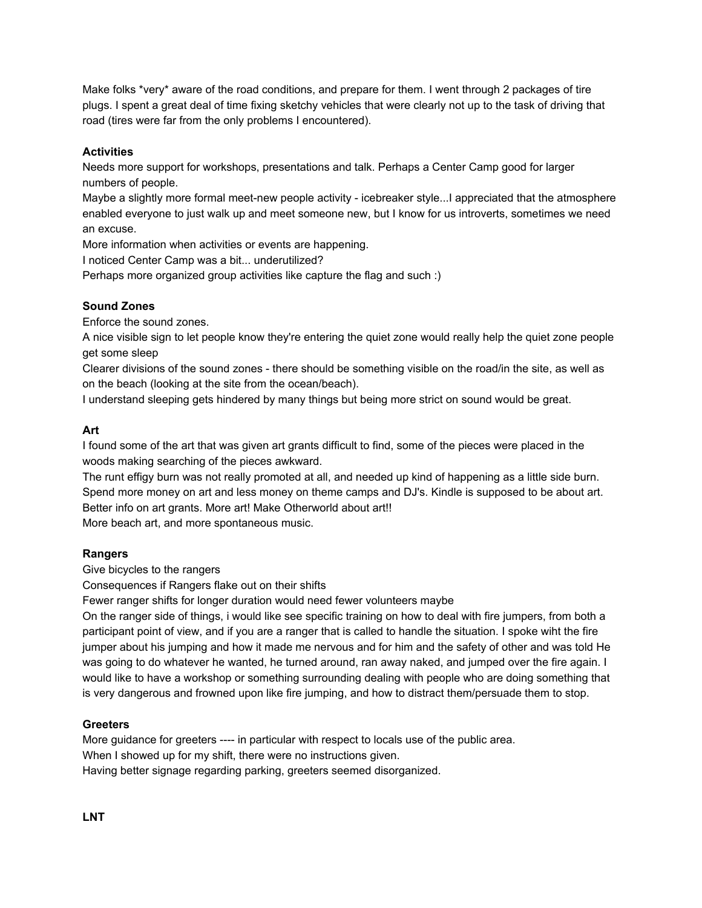Make folks *very* aware of the road conditions, and prepare for them. I went through 2 packages of tire plugs. I spent a great deal of time fixing sketchy vehicles that were clearly not up to the task of driving that road (tires were far from the only problems I encountered).

**Activities**

Needs more support for workshops, presentations and talk. Perhaps a Center Camp good for larger numbers of people.

Maybe a slightly more formal meet-new people activity - icebreaker style...I appreciated that the atmosphere enabled everyone to just walk up and meet someone new, but I know for us introverts, sometimes we need an excuse.

More information when activities or events are happening.

I noticed Center Camp was a bit... underutilized?

Perhaps more organized group activities like capture the flag and such :)

**Sound Zones**

Enforce the sound zones.

A nice visible sign to let people know they're entering the quiet zone would really help the quiet zone people get some sleep

Clearer divisions of the sound zones - there should be something visible on the road/in the site, as well as on the beach (looking at the site from the ocean/beach).

I understand sleeping gets hindered by many things but being more strict on sound would be great.

**Art**

I found some of the art that was given art grants difficult to find, some of the pieces were placed in the woods making searching of the pieces awkward.

The runt effigy burn was not really promoted at all, and needed up kind of happening as a little side burn.

Spend more money on art and less money on theme camps and DJ's. Kindle is supposed to be about art.

Better info on art grants. More art! Make Otherworld about art!!

More beach art, and more spontaneous music.

**Rangers**

Give bicycles to the rangers

Consequences if Rangers flake out on their shifts

Fewer ranger shifts for longer duration would need fewer volunteers maybe

On the ranger side of things, i would like see specific training on how to deal with fire jumpers, from both a participant point of view, and if you are a ranger that is called to handle the situation. I spoke wiht the fire jumper about his jumping and how it made me nervous and for him and the safety of other and was told He was going to do whatever he wanted, he turned around, ran away naked, and jumped over the fire again. I would like to have a workshop or something surrounding dealing with people who are doing something that is very dangerous and frowned upon like fire jumping, and how to distract them/persuade them to stop.

**Greeters**

More guidance for greeters ---- in particular with respect to locals use of the public area.

When I showed up for my shift, there were no instructions given.

Having better signage regarding parking, greeters seemed disorganized.

**LNT**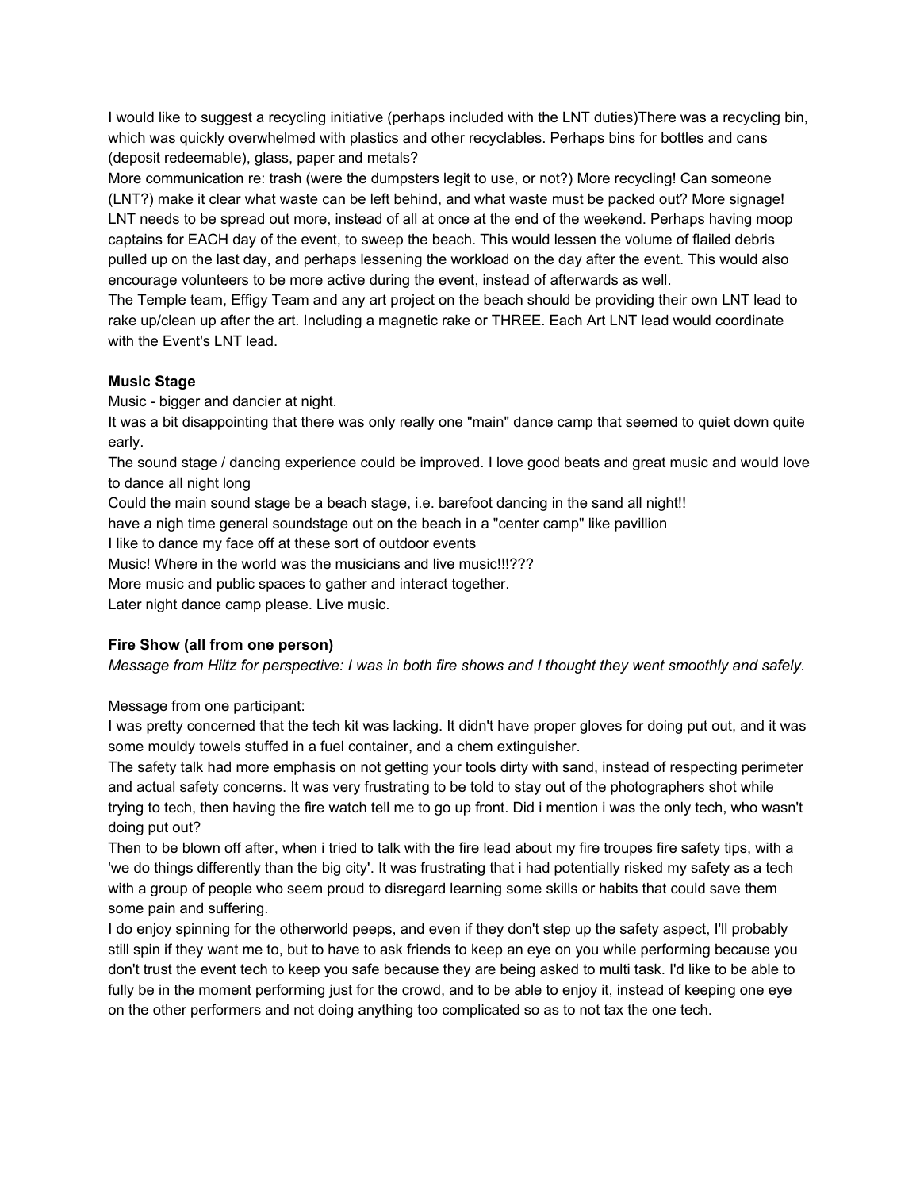I would like to suggest a recycling initiative (perhaps included with the LNT duties)There was a recycling bin, which was quickly overwhelmed with plastics and other recyclables. Perhaps bins for bottles and cans (deposit redeemable), glass, paper and metals?

More communication re: trash (were the dumpsters legit to use, or not?) More recycling! Can someone (LNT?) make it clear what waste can be left behind, and what waste must be packed out? More signage!

LNT needs to be spread out more, instead of all at once at the end of the weekend. Perhaps having moop captains for EACH day of the event, to sweep the beach. This would lessen the volume of flailed debris pulled up on the last day, and perhaps lessening the workload on the day after the event. This would also encourage volunteers to be more active during the event, instead of afterwards as well.

The Temple team, Effigy Team and any art project on the beach should be providing their own LNT lead to rake up/clean up after the art. Including a magnetic rake or THREE. Each Art LNT lead would coordinate with the Event's LNT lead.

**Music Stage**

Music - bigger and dancier at night.

It was a bit disappointing that there was only really one "main" dance camp that seemed to quiet down quite early.

The sound stage / dancing experience could be improved. I love good beats and great music and would love to dance all night long

Could the main sound stage be a beach stage, i.e. barefoot dancing in the sand all night!!

have a nigh time general soundstage out on the beach in a "center camp" like pavillion

I like to dance my face off at these sort of outdoor events

Music! Where in the world was the musicians and live music!!!???

More music and public spaces to gather and interact together.

Later night dance camp please. Live music.

**Fire Show (all from one person)**

*Message from Hiltz for perspective: I was in both fire shows and I thought they went smoothly and safely.*

Message from one participant:

I was pretty concerned that the tech kit was lacking. It didn't have proper gloves for doing put out, and it was some mouldy towels stuffed in a fuel container, and a chem extinguisher.

The safety talk had more emphasis on not getting your tools dirty with sand, instead of respecting perimeter and actual safety concerns. It was very frustrating to be told to stay out of the photographers shot while trying to tech, then having the fire watch tell me to go up front. Did i mention i was the only tech, who wasn't doing put out?

Then to be blown off after, when i tried to talk with the fire lead about my fire troupes fire safety tips, with a 'we do things differently than the big city'. It was frustrating that i had potentially risked my safety as a tech with a group of people who seem proud to disregard learning some skills or habits that could save them some pain and suffering.

I do enjoy spinning for the otherworld peeps, and even if they don't step up the safety aspect, I'll probably still spin if they want me to, but to have to ask friends to keep an eye on you while performing because you don't trust the event tech to keep you safe because they are being asked to multi task. I'd like to be able to fully be in the moment performing just for the crowd, and to be able to enjoy it, instead of keeping one eye on the other performers and not doing anything too complicated so as to not tax the one tech.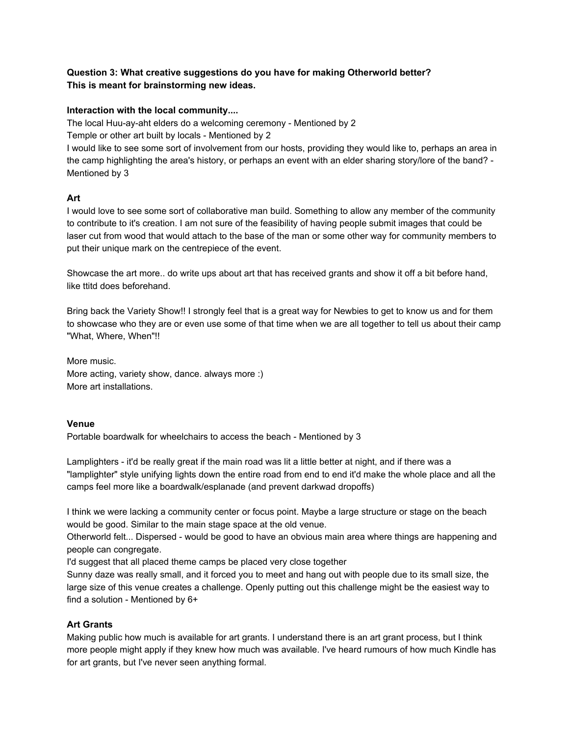**Question 3: What creative suggestions do you have for making Otherworld better?**
**This is meant for brainstorming new ideas.**

**Interaction with the local community....**

The local Huu-ay-aht elders do a welcoming ceremony - Mentioned by 2
Temple or other art built by locals - Mentioned by 2
I would like to see some sort of involvement from our hosts, providing they would like to, perhaps an area in the camp highlighting the area's history, or perhaps an event with an elder sharing story/lore of the band? - Mentioned by 3

**Art**

I would love to see some sort of collaborative man build. Something to allow any member of the community to contribute to it's creation. I am not sure of the feasibility of having people submit images that could be laser cut from wood that would attach to the base of the man or some other way for community members to put their unique mark on the centrepiece of the event.

Showcase the art more.. do write ups about art that has received grants and show it off a bit before hand, like ttitd does beforehand.

Bring back the Variety Show!! I strongly feel that is a great way for Newbies to get to know us and for them to showcase who they are or even use some of that time when we are all together to tell us about their camp "What, Where, When"!!

More music.
More acting, variety show, dance. always more :)
More art installations.

**Venue**

Portable boardwalk for wheelchairs to access the beach - Mentioned by 3

Lamplighters - it'd be really great if the main road was lit a little better at night, and if there was a "lamplighter" style unifying lights down the entire road from end to end it'd make the whole place and all the camps feel more like a boardwalk/esplanade (and prevent darkwad dropoffs)

I think we were lacking a community center or focus point. Maybe a large structure or stage on the beach would be good. Similar to the main stage space at the old venue.
Otherworld felt... Dispersed - would be good to have an obvious main area where things are happening and people can congregate.
I'd suggest that all placed theme camps be placed very close together
Sunny daze was really small, and it forced you to meet and hang out with people due to its small size, the large size of this venue creates a challenge. Openly putting out this challenge might be the easiest way to find a solution - Mentioned by 6+

**Art Grants**

Making public how much is available for art grants. I understand there is an art grant process, but I think more people might apply if they knew how much was available. I've heard rumours of how much Kindle has for art grants, but I've never seen anything formal.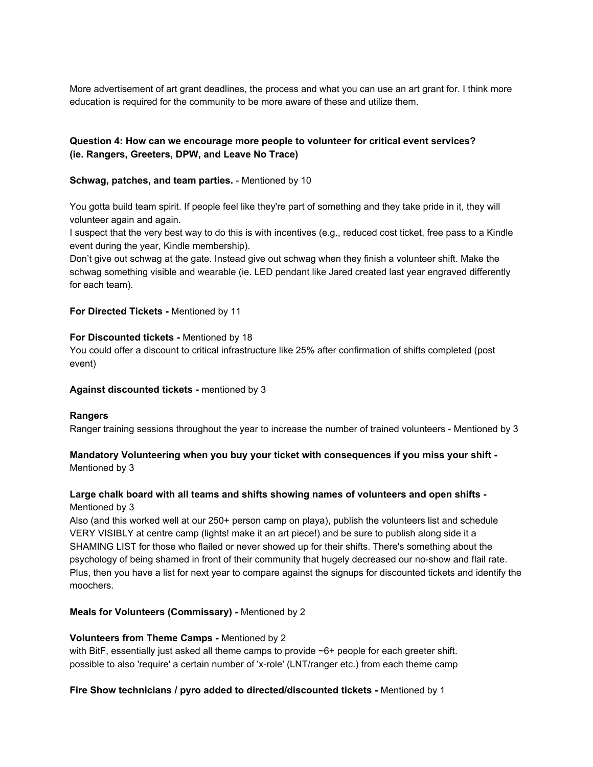More advertisement of art grant deadlines, the process and what you can use an art grant for. I think more education is required for the community to be more aware of these and utilize them.

### Question 4: How can we encourage more people to volunteer for critical event services? (ie. Rangers, Greeters, DPW, and Leave No Trace)

**Schwag, patches, and team parties.** - Mentioned by 10

You gotta build team spirit. If people feel like they're part of something and they take pride in it, they will volunteer again and again.
I suspect that the very best way to do this is with incentives (e.g., reduced cost ticket, free pass to a Kindle event during the year, Kindle membership).
Don't give out schwag at the gate. Instead give out schwag when they finish a volunteer shift. Make the schwag something visible and wearable (ie. LED pendant like Jared created last year engraved differently for each team).

**For Directed Tickets -** Mentioned by 11

**For Discounted tickets -** Mentioned by 18
You could offer a discount to critical infrastructure like 25% after confirmation of shifts completed (post event)

**Against discounted tickets -** mentioned by 3

**Rangers**
Ranger training sessions throughout the year to increase the number of trained volunteers - Mentioned by 3

**Mandatory Volunteering when you buy your ticket with consequences if you miss your shift -** Mentioned by 3

**Large chalk board with all teams and shifts showing names of volunteers and open shifts -** Mentioned by 3
Also (and this worked well at our 250+ person camp on playa), publish the volunteers list and schedule VERY VISIBLY at centre camp (lights! make it an art piece!) and be sure to publish along side it a SHAMING LIST for those who flailed or never showed up for their shifts. There's something about the psychology of being shamed in front of their community that hugely decreased our no-show and flail rate. Plus, then you have a list for next year to compare against the signups for discounted tickets and identify the moochers.

**Meals for Volunteers (Commissary) -** Mentioned by 2

**Volunteers from Theme Camps -** Mentioned by 2
with BitF, essentially just asked all theme camps to provide ~6+ people for each greeter shift.
possible to also 'require' a certain number of 'x-role' (LNT/ranger etc.) from each theme camp

**Fire Show technicians / pyro added to directed/discounted tickets -** Mentioned by 1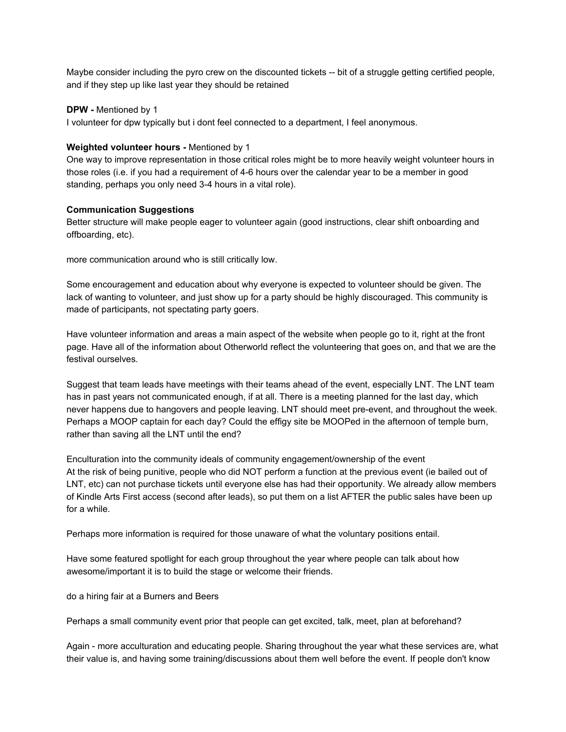Maybe consider including the pyro crew on the discounted tickets -- bit of a struggle getting certified people, and if they step up like last year they should be retained

**DPW -** Mentioned by 1
I volunteer for dpw typically but i dont feel connected to a department, I feel anonymous.

**Weighted volunteer hours -** Mentioned by 1
One way to improve representation in those critical roles might be to more heavily weight volunteer hours in those roles (i.e. if you had a requirement of 4-6 hours over the calendar year to be a member in good standing, perhaps you only need 3-4 hours in a vital role).

**Communication Suggestions**
Better structure will make people eager to volunteer again (good instructions, clear shift onboarding and offboarding, etc).

more communication around who is still critically low.

Some encouragement and education about why everyone is expected to volunteer should be given. The lack of wanting to volunteer, and just show up for a party should be highly discouraged. This community is made of participants, not spectating party goers.

Have volunteer information and areas a main aspect of the website when people go to it, right at the front page. Have all of the information about Otherworld reflect the volunteering that goes on, and that we are the festival ourselves.

Suggest that team leads have meetings with their teams ahead of the event, especially LNT. The LNT team has in past years not communicated enough, if at all. There is a meeting planned for the last day, which never happens due to hangovers and people leaving. LNT should meet pre-event, and throughout the week. Perhaps a MOOP captain for each day? Could the effigy site be MOOPed in the afternoon of temple burn, rather than saving all the LNT until the end?

Enculturation into the community ideals of community engagement/ownership of the event
At the risk of being punitive, people who did NOT perform a function at the previous event (ie bailed out of LNT, etc) can not purchase tickets until everyone else has had their opportunity. We already allow members of Kindle Arts First access (second after leads), so put them on a list AFTER the public sales have been up for a while.

Perhaps more information is required for those unaware of what the voluntary positions entail.

Have some featured spotlight for each group throughout the year where people can talk about how awesome/important it is to build the stage or welcome their friends.

do a hiring fair at a Burners and Beers

Perhaps a small community event prior that people can get excited, talk, meet, plan at beforehand?

Again - more acculturation and educating people. Sharing throughout the year what these services are, what their value is, and having some training/discussions about them well before the event. If people don't know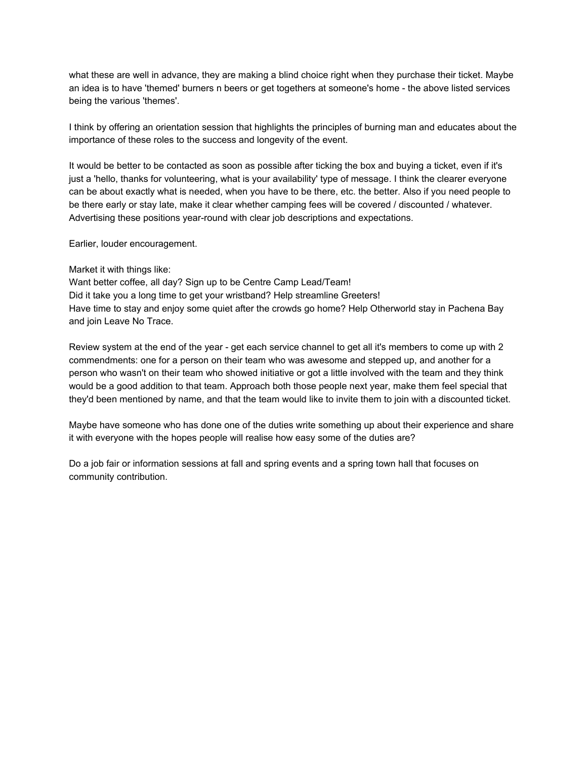what these are well in advance, they are making a blind choice right when they purchase their ticket. Maybe an idea is to have 'themed' burners n beers or get togethers at someone's home - the above listed services being the various 'themes'.

I think by offering an orientation session that highlights the principles of burning man and educates about the importance of these roles to the success and longevity of the event.

It would be better to be contacted as soon as possible after ticking the box and buying a ticket, even if it's just a 'hello, thanks for volunteering, what is your availability' type of message. I think the clearer everyone can be about exactly what is needed, when you have to be there, etc. the better. Also if you need people to be there early or stay late, make it clear whether camping fees will be covered / discounted / whatever. Advertising these positions year-round with clear job descriptions and expectations.

Earlier, louder encouragement.

Market it with things like:
Want better coffee, all day? Sign up to be Centre Camp Lead/Team!
Did it take you a long time to get your wristband? Help streamline Greeters!
Have time to stay and enjoy some quiet after the crowds go home? Help Otherworld stay in Pachena Bay and join Leave No Trace.

Review system at the end of the year - get each service channel to get all it's members to come up with 2 commendments: one for a person on their team who was awesome and stepped up, and another for a person who wasn't on their team who showed initiative or got a little involved with the team and they think would be a good addition to that team. Approach both those people next year, make them feel special that they'd been mentioned by name, and that the team would like to invite them to join with a discounted ticket.

Maybe have someone who has done one of the duties write something up about their experience and share it with everyone with the hopes people will realise how easy some of the duties are?

Do a job fair or information sessions at fall and spring events and a spring town hall that focuses on community contribution.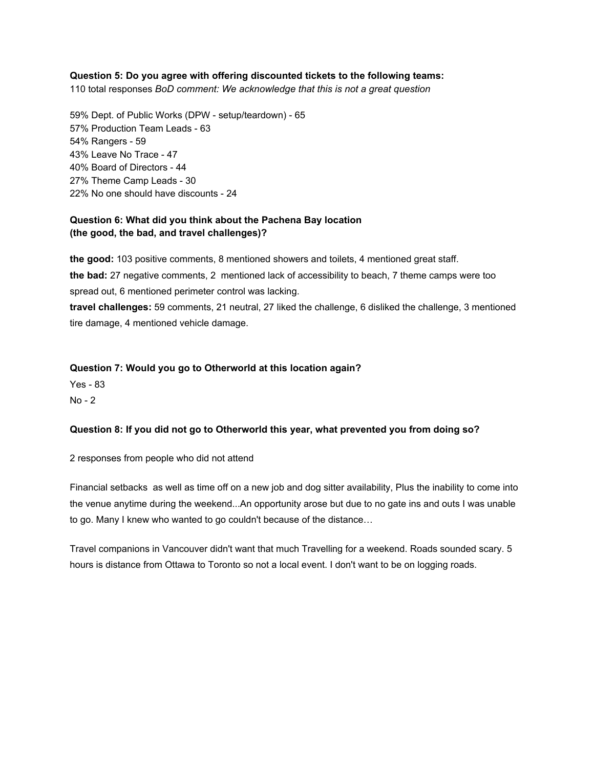**Question 5: Do you agree with offering discounted tickets to the following teams:**

110 total responses *BoD comment: We acknowledge that this is not a great question*

59% Dept. of Public Works (DPW - setup/teardown) - 65
57% Production Team Leads - 63
54% Rangers - 59
43% Leave No Trace - 47
40% Board of Directors - 44
27% Theme Camp Leads - 30
22% No one should have discounts - 24

**Question 6: What did you think about the Pachena Bay location (the good, the bad, and travel challenges)?**

**the good:** 103 positive comments, 8 mentioned showers and toilets, 4 mentioned great staff.

**the bad:** 27 negative comments, 2 mentioned lack of accessibility to beach, 7 theme camps were too spread out, 6 mentioned perimeter control was lacking.

**travel challenges:** 59 comments, 21 neutral, 27 liked the challenge, 6 disliked the challenge, 3 mentioned tire damage, 4 mentioned vehicle damage.

**Question 7: Would you go to Otherworld at this location again?**

Yes - 83
No - 2

**Question 8: If you did not go to Otherworld this year, what prevented you from doing so?**

2 responses from people who did not attend

Financial setbacks as well as time off on a new job and dog sitter availability, Plus the inability to come into the venue anytime during the weekend...An opportunity arose but due to no gate ins and outs I was unable to go. Many I knew who wanted to go couldn't because of the distance…

Travel companions in Vancouver didn't want that much Travelling for a weekend. Roads sounded scary. 5 hours is distance from Ottawa to Toronto so not a local event. I don't want to be on logging roads.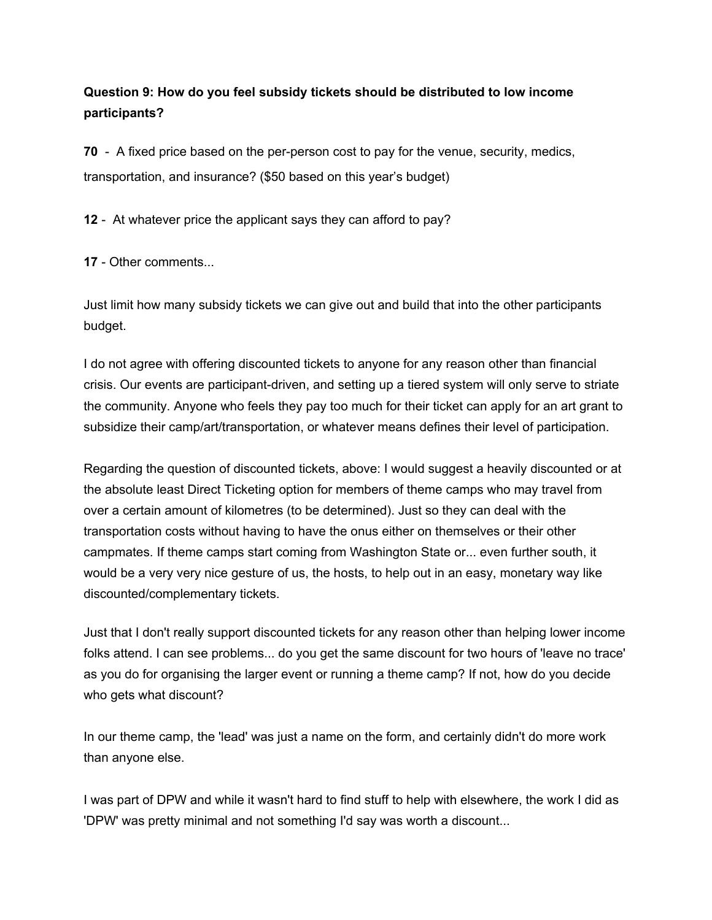**Question 9: How do you feel subsidy tickets should be distributed to low income participants?**

**70** - A fixed price based on the per-person cost to pay for the venue, security, medics, transportation, and insurance? ($50 based on this year's budget)

**12** - At whatever price the applicant says they can afford to pay?

**17** - Other comments...

Just limit how many subsidy tickets we can give out and build that into the other participants budget.

I do not agree with offering discounted tickets to anyone for any reason other than financial crisis. Our events are participant-driven, and setting up a tiered system will only serve to striate the community. Anyone who feels they pay too much for their ticket can apply for an art grant to subsidize their camp/art/transportation, or whatever means defines their level of participation.

Regarding the question of discounted tickets, above: I would suggest a heavily discounted or at the absolute least Direct Ticketing option for members of theme camps who may travel from over a certain amount of kilometres (to be determined). Just so they can deal with the transportation costs without having to have the onus either on themselves or their other campmates. If theme camps start coming from Washington State or... even further south, it would be a very very nice gesture of us, the hosts, to help out in an easy, monetary way like discounted/complementary tickets.

Just that I don't really support discounted tickets for any reason other than helping lower income folks attend. I can see problems... do you get the same discount for two hours of 'leave no trace' as you do for organising the larger event or running a theme camp? If not, how do you decide who gets what discount?

In our theme camp, the 'lead' was just a name on the form, and certainly didn't do more work than anyone else.

I was part of DPW and while it wasn't hard to find stuff to help with elsewhere, the work I did as 'DPW' was pretty minimal and not something I'd say was worth a discount...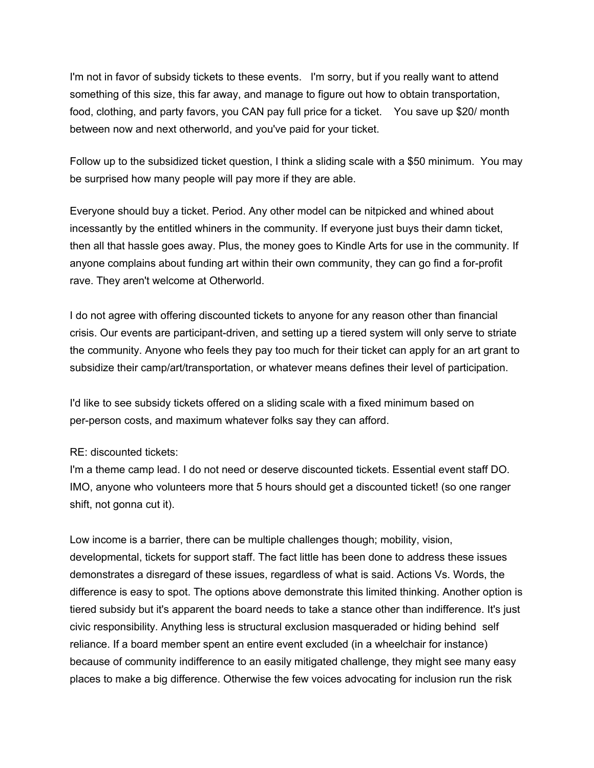I'm not in favor of subsidy tickets to these events. I'm sorry, but if you really want to attend something of this size, this far away, and manage to figure out how to obtain transportation, food, clothing, and party favors, you CAN pay full price for a ticket. You save up $20/ month between now and next otherworld, and you've paid for your ticket.

Follow up to the subsidized ticket question, I think a sliding scale with a $50 minimum. You may be surprised how many people will pay more if they are able.

Everyone should buy a ticket. Period. Any other model can be nitpicked and whined about incessantly by the entitled whiners in the community. If everyone just buys their damn ticket, then all that hassle goes away. Plus, the money goes to Kindle Arts for use in the community. If anyone complains about funding art within their own community, they can go find a for-profit rave. They aren't welcome at Otherworld.

I do not agree with offering discounted tickets to anyone for any reason other than financial crisis. Our events are participant-driven, and setting up a tiered system will only serve to striate the community. Anyone who feels they pay too much for their ticket can apply for an art grant to subsidize their camp/art/transportation, or whatever means defines their level of participation.

I'd like to see subsidy tickets offered on a sliding scale with a fixed minimum based on per-person costs, and maximum whatever folks say they can afford.

RE: discounted tickets:
I'm a theme camp lead. I do not need or deserve discounted tickets. Essential event staff DO. IMO, anyone who volunteers more that 5 hours should get a discounted ticket! (so one ranger shift, not gonna cut it).

Low income is a barrier, there can be multiple challenges though; mobility, vision, developmental, tickets for support staff. The fact little has been done to address these issues demonstrates a disregard of these issues, regardless of what is said. Actions Vs. Words, the difference is easy to spot. The options above demonstrate this limited thinking. Another option is tiered subsidy but it's apparent the board needs to take a stance other than indifference. It's just civic responsibility. Anything less is structural exclusion masqueraded or hiding behind self reliance. If a board member spent an entire event excluded (in a wheelchair for instance) because of community indifference to an easily mitigated challenge, they might see many easy places to make a big difference. Otherwise the few voices advocating for inclusion run the risk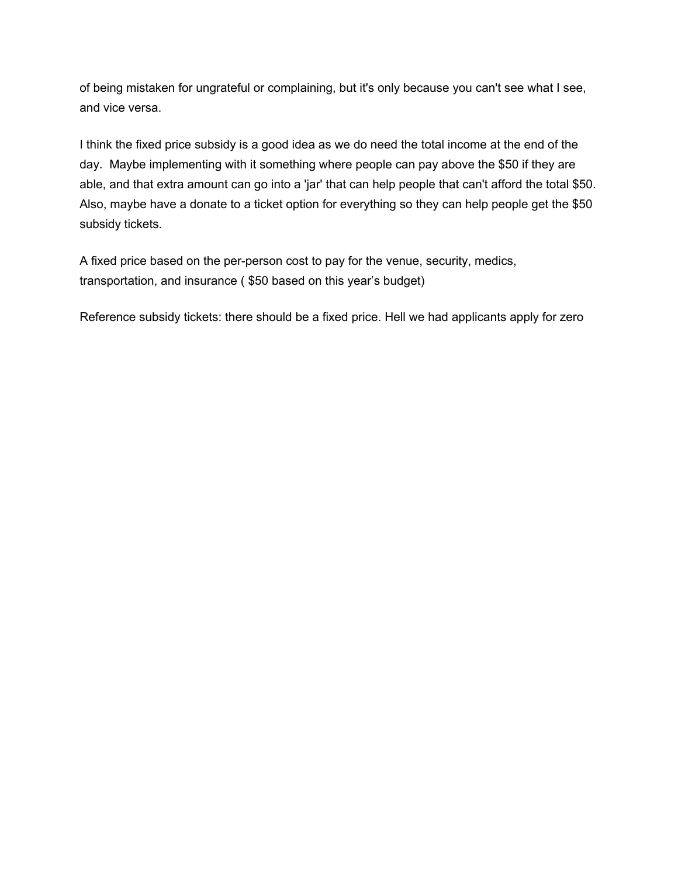of being mistaken for ungrateful or complaining, but it's only because you can't see what I see, and vice versa.

I think the fixed price subsidy is a good idea as we do need the total income at the end of the day.  Maybe implementing with it something where people can pay above the $50 if they are able, and that extra amount can go into a 'jar' that can help people that can't afford the total $50. Also, maybe have a donate to a ticket option for everything so they can help people get the $50 subsidy tickets.

A fixed price based on the per-person cost to pay for the venue, security, medics, transportation, and insurance ( $50 based on this year's budget)

Reference subsidy tickets: there should be a fixed price. Hell we had applicants apply for zero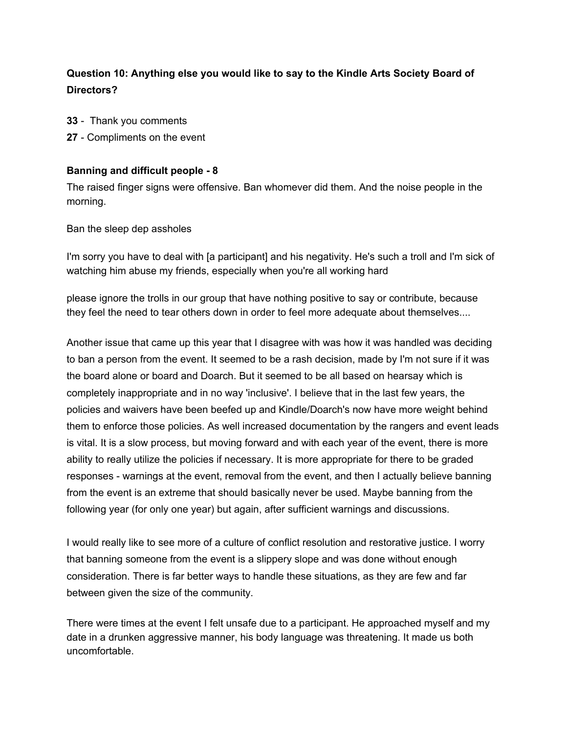**Question 10: Anything else you would like to say to the Kindle Arts Society Board of Directors?**

**33** - Thank you comments
**27** - Compliments on the event

**Banning and difficult people - 8**

The raised finger signs were offensive. Ban whomever did them. And the noise people in the morning.

Ban the sleep dep assholes

I'm sorry you have to deal with [a participant] and his negativity. He's such a troll and I'm sick of watching him abuse my friends, especially when you're all working hard

please ignore the trolls in our group that have nothing positive to say or contribute, because they feel the need to tear others down in order to feel more adequate about themselves....

Another issue that came up this year that I disagree with was how it was handled was deciding to ban a person from the event. It seemed to be a rash decision, made by I'm not sure if it was the board alone or board and Doarch. But it seemed to be all based on hearsay which is completely inappropriate and in no way 'inclusive'. I believe that in the last few years, the policies and waivers have been beefed up and Kindle/Doarch's now have more weight behind them to enforce those policies. As well increased documentation by the rangers and event leads is vital. It is a slow process, but moving forward and with each year of the event, there is more ability to really utilize the policies if necessary. It is more appropriate for there to be graded responses - warnings at the event, removal from the event, and then I actually believe banning from the event is an extreme that should basically never be used. Maybe banning from the following year (for only one year) but again, after sufficient warnings and discussions.

I would really like to see more of a culture of conflict resolution and restorative justice. I worry that banning someone from the event is a slippery slope and was done without enough consideration. There is far better ways to handle these situations, as they are few and far between given the size of the community.

There were times at the event I felt unsafe due to a participant. He approached myself and my date in a drunken aggressive manner, his body language was threatening. It made us both uncomfortable.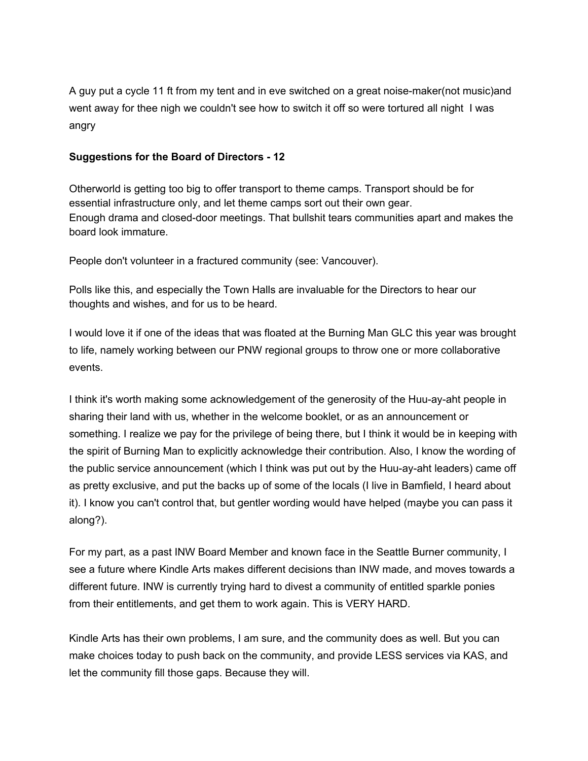A guy put a cycle 11 ft from my tent and in eve switched on a great noise-maker(not music)and went away for thee nigh we couldn't see how to switch it off so were tortured all night  I was angry

**Suggestions for the Board of Directors - 12**

Otherworld is getting too big to offer transport to theme camps. Transport should be for essential infrastructure only, and let theme camps sort out their own gear.
Enough drama and closed-door meetings. That bullshit tears communities apart and makes the board look immature.

People don't volunteer in a fractured community (see: Vancouver).

Polls like this, and especially the Town Halls are invaluable for the Directors to hear our thoughts and wishes, and for us to be heard.

I would love it if one of the ideas that was floated at the Burning Man GLC this year was brought to life, namely working between our PNW regional groups to throw one or more collaborative events.

I think it's worth making some acknowledgement of the generosity of the Huu-ay-aht people in sharing their land with us, whether in the welcome booklet, or as an announcement or something. I realize we pay for the privilege of being there, but I think it would be in keeping with the spirit of Burning Man to explicitly acknowledge their contribution. Also, I know the wording of the public service announcement (which I think was put out by the Huu-ay-aht leaders) came off as pretty exclusive, and put the backs up of some of the locals (I live in Bamfield, I heard about it). I know you can't control that, but gentler wording would have helped (maybe you can pass it along?).

For my part, as a past INW Board Member and known face in the Seattle Burner community, I see a future where Kindle Arts makes different decisions than INW made, and moves towards a different future. INW is currently trying hard to divest a community of entitled sparkle ponies from their entitlements, and get them to work again. This is VERY HARD.

Kindle Arts has their own problems, I am sure, and the community does as well. But you can make choices today to push back on the community, and provide LESS services via KAS, and let the community fill those gaps. Because they will.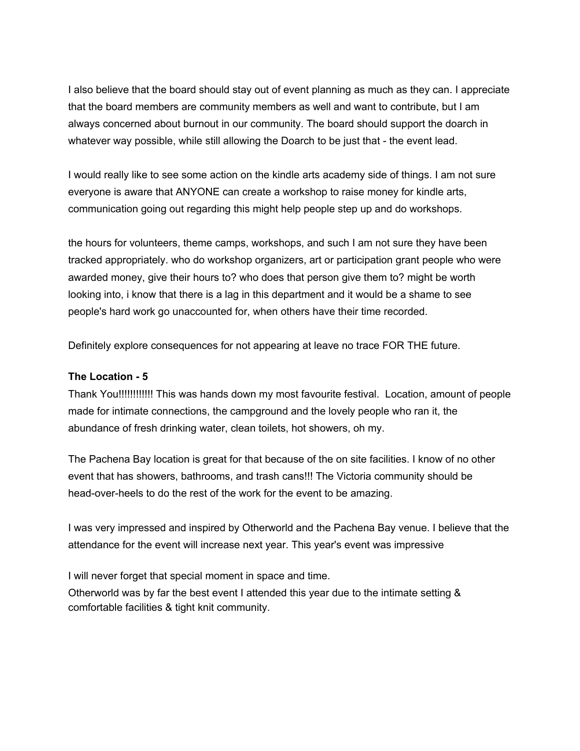I also believe that the board should stay out of event planning as much as they can. I appreciate that the board members are community members as well and want to contribute, but I am always concerned about burnout in our community. The board should support the doarch in whatever way possible, while still allowing the Doarch to be just that - the event lead.

I would really like to see some action on the kindle arts academy side of things. I am not sure everyone is aware that ANYONE can create a workshop to raise money for kindle arts, communication going out regarding this might help people step up and do workshops.

the hours for volunteers, theme camps, workshops, and such I am not sure they have been tracked appropriately. who do workshop organizers, art or participation grant people who were awarded money, give their hours to? who does that person give them to? might be worth looking into, i know that there is a lag in this department and it would be a shame to see people's hard work go unaccounted for, when others have their time recorded.

Definitely explore consequences for not appearing at leave no trace FOR THE future.

**The Location - 5**

Thank You!!!!!!!!!!!! This was hands down my most favourite festival. Location, amount of people made for intimate connections, the campground and the lovely people who ran it, the abundance of fresh drinking water, clean toilets, hot showers, oh my.

The Pachena Bay location is great for that because of the on site facilities. I know of no other event that has showers, bathrooms, and trash cans!!! The Victoria community should be head-over-heels to do the rest of the work for the event to be amazing.

I was very impressed and inspired by Otherworld and the Pachena Bay venue. I believe that the attendance for the event will increase next year. This year's event was impressive

I will never forget that special moment in space and time.
Otherworld was by far the best event I attended this year due to the intimate setting & comfortable facilities & tight knit community.